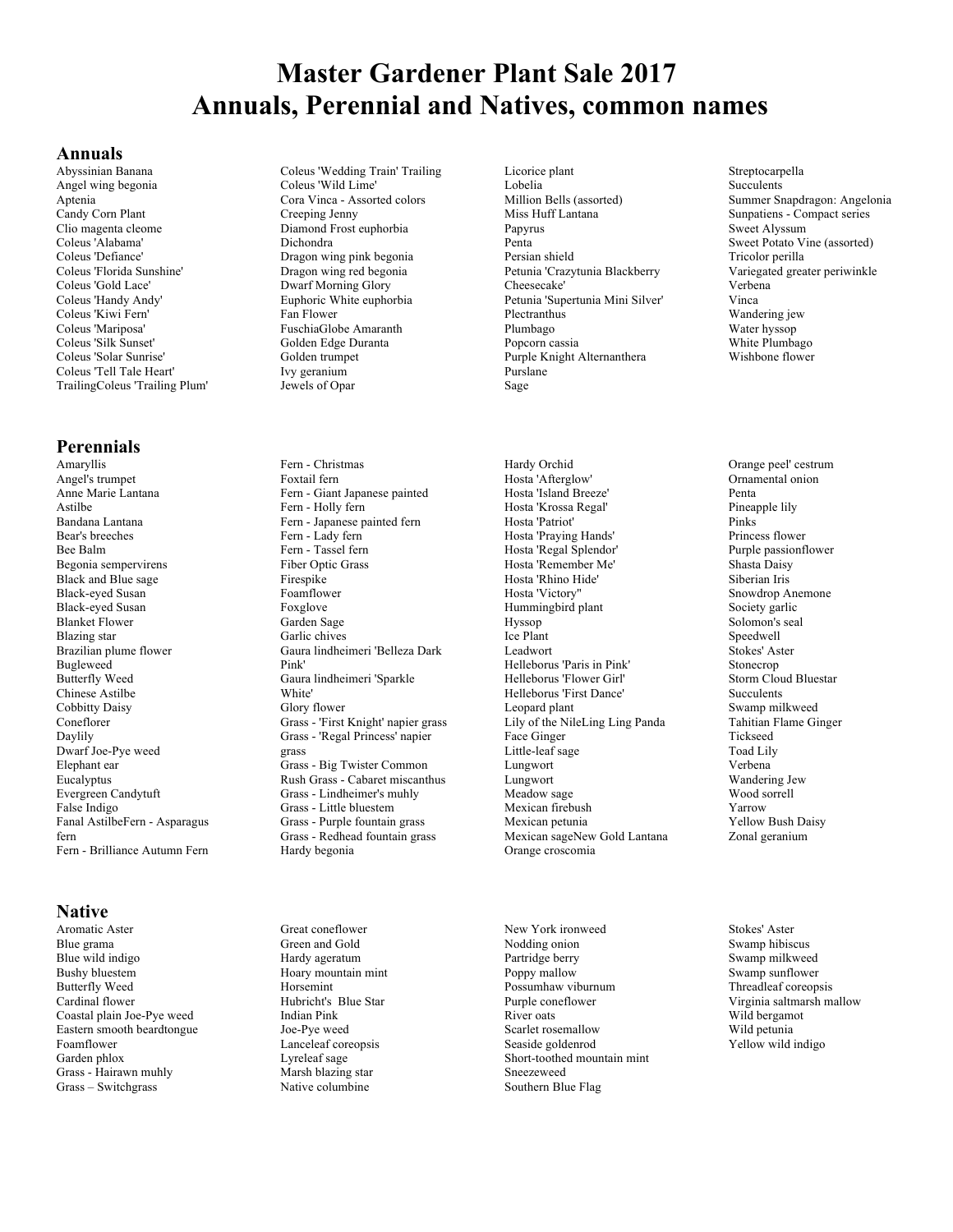# Master Gardener Plant Sale 2017
# Annuals, Perennial and Natives, common names

## Annuals

Abyssinian Banana
Angel wing begonia
Aptenia
Candy Corn Plant
Clio magenta cleome
Coleus 'Alabama'
Coleus 'Defiance'
Coleus 'Florida Sunshine'
Coleus 'Gold Lace'
Coleus 'Handy Andy'
Coleus 'Kiwi Fern'
Coleus 'Mariposa'
Coleus 'Silk Sunset'
Coleus 'Solar Sunrise'
Coleus 'Tell Tale Heart'
TrailingColeus 'Trailing Plum'
Coleus 'Wedding Train' Trailing
Coleus 'Wild Lime'
Cora Vinca - Assorted colors
Creeping Jenny
Diamond Frost euphorbia
Dichondra
Dragon wing pink begonia
Dragon wing red begonia
Dwarf Morning Glory
Euphoric White euphorbia
Fan Flower
FuschiaGlobe Amaranth
Golden Edge Duranta
Golden trumpet
Ivy geranium
Jewels of Opar
Licorice plant
Lobelia
Million Bells (assorted)
Miss Huff Lantana
Papyrus
Penta
Persian shield
Petunia 'Crazytunia Blackberry Cheesecake'
Petunia 'Supertunia Mini Silver'
Plectranthus
Plumbago
Popcorn cassia
Purple Knight Alternanthera
Purslane
Sage
Streptocarpella
Succulents
Summer Snapdragon: Angelonia
Sunpatiens - Compact series
Sweet Alyssum
Sweet Potato Vine (assorted)
Tricolor perilla
Variegated greater periwinkle
Verbena
Vinca
Wandering jew
Water hyssop
White Plumbago
Wishbone flower

## Perennials

Amaryllis
Angel's trumpet
Anne Marie Lantana
Astilbe
Bandana Lantana
Bear's breeches
Bee Balm
Begonia sempervirens
Black and Blue sage
Black-eyed Susan
Black-eyed Susan
Blanket Flower
Blazing star
Brazilian plume flower
Bugleweed
Butterfly Weed
Chinese Astilbe
Cobbitty Daisy
Coneflorer
Daylily
Dwarf Joe-Pye weed
Elephant ear
Eucalyptus
Evergreen Candytuft
False Indigo
Fanal AstilbeFern - Asparagus fern
Fern - Brilliance Autumn Fern
Fern - Christmas
Foxtail fern
Fern - Giant Japanese painted
Fern - Holly fern
Fern - Japanese painted fern
Fern - Lady fern
Fern - Tassel fern
Fiber Optic Grass
Firespike
Foamflower
Foxglove
Garden Sage
Garlic chives
Gaura lindheimeri 'Belleza Dark Pink'
Gaura lindheimeri 'Sparkle White'
Glory flower
Grass - 'First Knight' napier grass
Grass - 'Regal Princess' napier grass
Grass - Big Twister Common Rush Grass - Cabaret miscanthus
Grass - Lindheimer's muhly
Grass - Little bluestem
Grass - Purple fountain grass
Grass - Redhead fountain grass
Hardy begonia
Hardy Orchid
Hosta 'Afterglow'
Hosta 'Island Breeze'
Hosta 'Krossa Regal'
Hosta 'Patriot'
Hosta 'Praying Hands'
Hosta 'Regal Splendor'
Hosta 'Remember Me'
Hosta 'Rhino Hide'
Hosta 'Victory"
Hummingbird plant
Hyssop
Ice Plant
Leadwort
Helleborus 'Paris in Pink'
Helleborus 'Flower Girl'
Helleborus 'First Dance'
Leopard plant
Lily of the NileLing Ling Panda Face Ginger
Little-leaf sage
Lungwort
Lungwort
Meadow sage
Mexican firebush
Mexican petunia
Mexican sageNew Gold Lantana
Orange croscomia
Orange peel' cestrum
Ornamental onion
Penta
Pineapple lily
Pinks
Princess flower
Purple passionflower
Shasta Daisy
Siberian Iris
Snowdrop Anemone
Society garlic
Solomon's seal
Speedwell
Stokes' Aster
Stonecrop
Storm Cloud Bluestar
Succulents
Swamp milkweed
Tahitian Flame Ginger
Tickseed
Toad Lily
Verbena
Wandering Jew
Wood sorrell
Yarrow
Yellow Bush Daisy
Zonal geranium

## Native

Aromatic Aster
Blue grama
Blue wild indigo
Bushy bluestem
Butterfly Weed
Cardinal flower
Coastal plain Joe-Pye weed
Eastern smooth beardtongue
Foamflower
Garden phlox
Grass - Hairawn muhly
Grass – Switchgrass
Great coneflower
Green and Gold
Hardy ageratum
Hoary mountain mint
Horsemint
Hubricht's Blue Star
Indian Pink
Joe-Pye weed
Lanceleaf coreopsis
Lyreleaf sage
Marsh blazing star
Native columbine
New York ironweed
Nodding onion
Partridge berry
Poppy mallow
Possumhaw viburnum
Purple coneflower
River oats
Scarlet rosemallow
Seaside goldenrod
Short-toothed mountain mint
Sneezeweed
Southern Blue Flag
Stokes' Aster
Swamp hibiscus
Swamp milkweed
Swamp sunflower
Threadleaf coreopsis
Virginia saltmarsh mallow
Wild bergamot
Wild petunia
Yellow wild indigo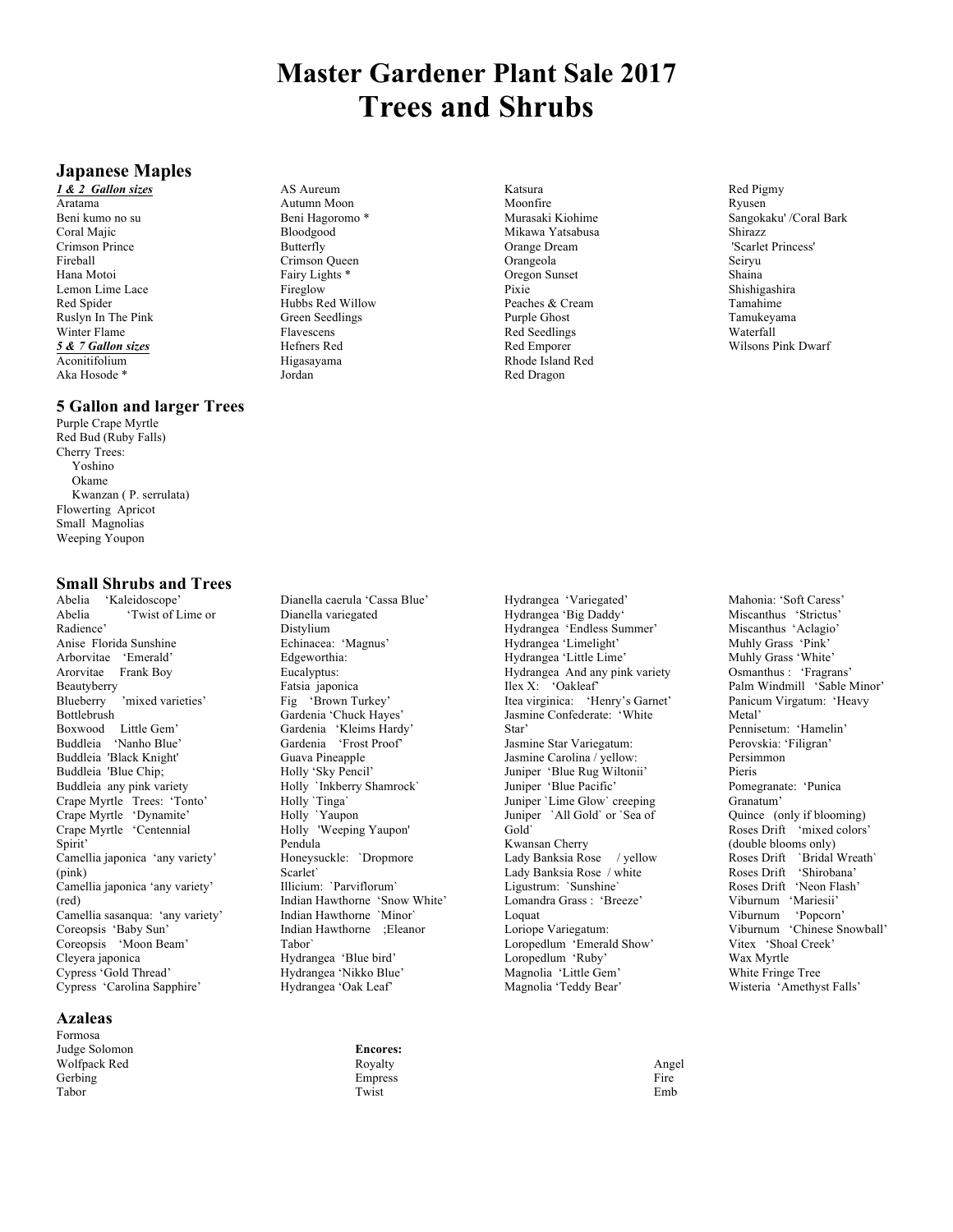# Master Gardener Plant Sale 2017
# Trees and Shrubs

## Japanese Maples

***1 & 2 Gallon sizes***

Aratama
Beni kumo no su
Coral Majic
Crimson Prince
Fireball
Hana Motoi
Lemon Lime Lace
Red Spider
Ruslyn In The Pink
Winter Flame

***5 & 7 Gallon sizes***

Aconitifolium
Aka Hosode *
AS Aureum
Autumn Moon
Beni Hagoromo *
Bloodgood
Butterfly
Crimson Queen
Fairy Lights *
Fireglow
Hubbs Red Willow
Green Seedlings
Flavescens
Hefners Red
Higasayama
Jordan
Katsura
Moonfire
Murasaki Kiohime
Mikawa Yatsabusa
Orange Dream
Orangeola
Oregon Sunset
Pixie
Peaches & Cream
Purple Ghost
Red Seedlings
Red Emporer
Rhode Island Red
Red Dragon
Red Pigmy
Ryusen
Sangokaku' /Coral Bark
Shirazz
'Scarlet Princess'
Seiryu
Shaina
Shishigashira
Tamahime
Tamukeyama
Waterfall
Wilsons Pink Dwarf

## 5 Gallon and larger Trees

Purple Crape Myrtle
Red Bud (Ruby Falls)
Cherry Trees:
- Yoshino
- Okame
- Kwanzan ( P. serrulata)

Flowerting Apricot
Small Magnolias
Weeping Youpon

## Small Shrubs and Trees

Abelia 'Kaleidoscope'
Abelia 'Twist of Lime or Radience'
Anise Florida Sunshine
Arborvitae 'Emerald'
Arorvitae Frank Boy
Beautyberry
Blueberry 'mixed varieties'
Bottlebrush
Boxwood Little Gem'
Buddleia 'Nanho Blue'
Buddleia 'Black Knight'
Buddleia 'Blue Chip;
Buddleia any pink variety
Crape Myrtle Trees: 'Tonto'
Crape Myrtle 'Dynamite'
Crape Myrtle 'Centennial Spirit'
Camellia japonica 'any variety' (pink)
Camellia japonica 'any variety' (red)
Camellia sasanqua: 'any variety'
Coreopsis 'Baby Sun'
Coreopsis 'Moon Beam'
Cleyera japonica
Cypress 'Gold Thread'
Cypress 'Carolina Sapphire'
Dianella caerula 'Cassa Blue'
Dianella variegated
Distylium
Echinacea: 'Magnus'
Edgeworthia:
Eucalyptus:
Fatsia japonica
Fig 'Brown Turkey'
Gardenia 'Chuck Hayes'
Gardenia 'Kleims Hardy'
Gardenia 'Frost Proof'
Guava Pineapple
Holly 'Sky Pencil'
Holly `Inkberry Shamrock`
Holly `Tinga`
Holly `Yaupon
Holly 'Weeping Yaupon' Pendula
Honeysuckle: `Dropmore Scarlet`
Illicium: `Parviflorum`
Indian Hawthorne 'Snow White'
Indian Hawthorne `Minor`
Indian Hawthorne ;Eleanor Tabor`
Hydrangea 'Blue bird'
Hydrangea 'Nikko Blue'
Hydrangea 'Oak Leaf'
Hydrangea 'Variegated'
Hydrangea 'Big Daddy'
Hydrangea 'Endless Summer'
Hydrangea 'Limelight'
Hydrangea 'Little Lime'
Hydrangea And any pink variety
Ilex X: 'Oakleaf'
Itea virginica: 'Henry's Garnet'
Jasmine Confederate: 'White Star'
Jasmine Star Variegatum:
Jasmine Carolina / yellow:
Juniper 'Blue Rug Wiltonii'
Juniper 'Blue Pacific'
Juniper `Lime Glow` creeping
Juniper `All Gold` or `Sea of Gold`
Kwansan Cherry
Lady Banksia Rose / yellow
Lady Banksia Rose / white
Ligustrum: `Sunshine`
Lomandra Grass : 'Breeze'
Loquat
Loriope Variegatum:
Loropedlum 'Emerald Show'
Loropedlum 'Ruby'
Magnolia 'Little Gem'
Magnolia 'Teddy Bear'
Mahonia: 'Soft Caress'
Miscanthus 'Strictus'
Miscanthus 'Aclagio'
Muhly Grass 'Pink'
Muhly Grass 'White'
Osmanthus : 'Fragrans'
Palm Windmill 'Sable Minor'
Panicum Virgatum: 'Heavy Metal'
Pennisetum: 'Hamelin'
Perovskia: 'Filigran'
Persimmon
Pieris
Pomegranate: 'Punica Granatum'
Quince (only if blooming)
Roses Drift 'mixed colors' (double blooms only)
Roses Drift `Bridal Wreath`
Roses Drift 'Shirobana'
Roses Drift 'Neon Flash'
Viburnum 'Mariesii'
Viburnum 'Popcorn'
Viburnum 'Chinese Snowball'
Vitex 'Shoal Creek'
Wax Myrtle
White Fringe Tree
Wisteria 'Amethyst Falls'

## Azaleas

Formosa
Judge Solomon
Wolfpack Red
Gerbing
Tabor

**Encores:**

Royalty
Empress
Twist
Angel
Fire
Emb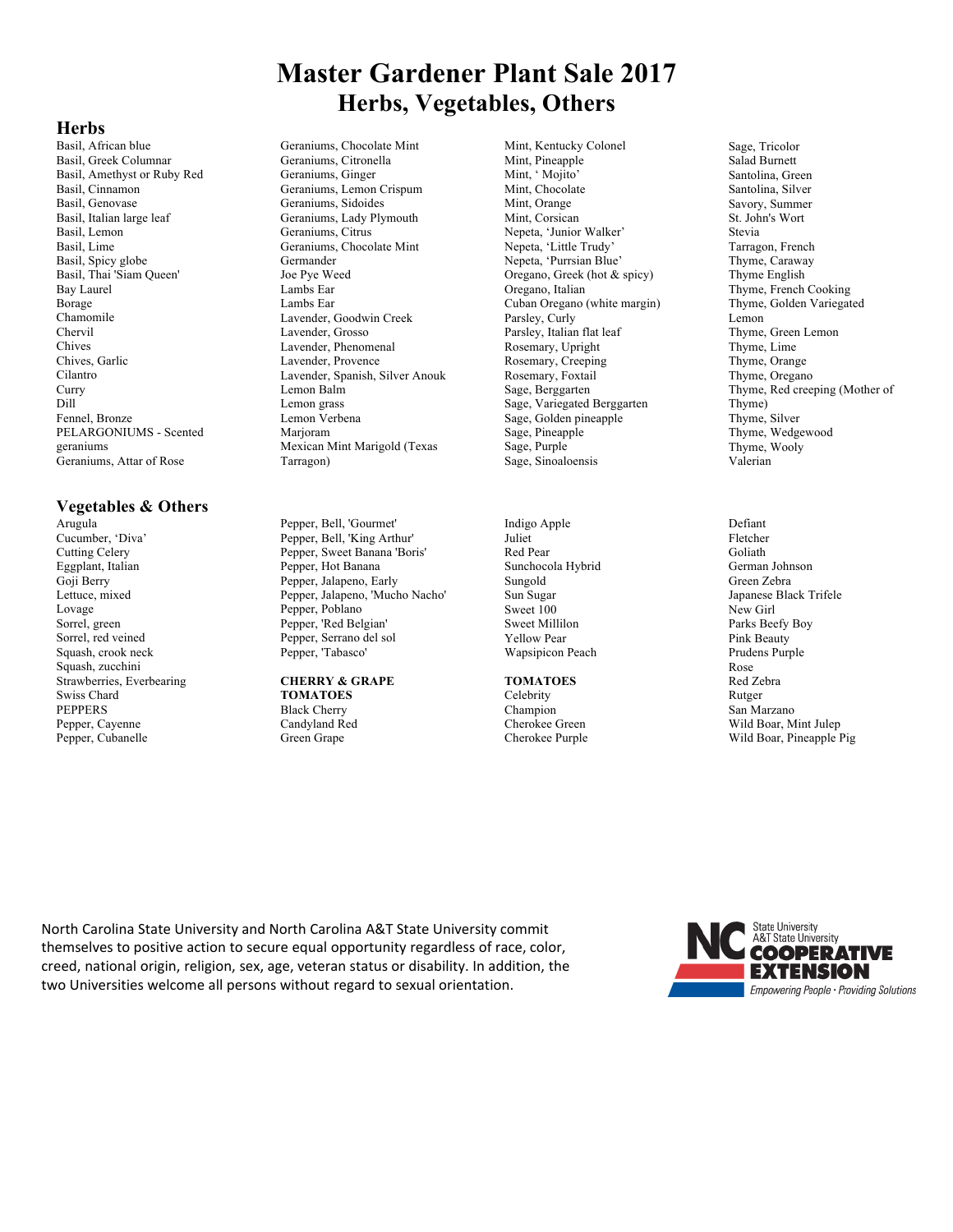# Master Gardener Plant Sale 2017

## Herbs, Vegetables, Others

### Herbs

Basil, African blue
Basil, Greek Columnar
Basil, Amethyst or Ruby Red
Basil, Cinnamon
Basil, Genovase
Basil, Italian large leaf
Basil, Lemon
Basil, Lime
Basil, Spicy globe
Basil, Thai 'Siam Queen'
Bay Laurel
Borage
Chamomile
Chervil
Chives
Chives, Garlic
Cilantro
Curry
Dill
Fennel, Bronze
PELARGONIUMS - Scented geraniums
Geraniums, Attar of Rose
Geraniums, Chocolate Mint
Geraniums, Citronella
Geraniums, Ginger
Geraniums, Lemon Crispum
Geraniums, Sidoides
Geraniums, Lady Plymouth
Geraniums, Citrus
Geraniums, Chocolate Mint
Germander
Joe Pye Weed
Lambs Ear
Lambs Ear
Lavender, Goodwin Creek
Lavender, Grosso
Lavender, Phenomenal
Lavender, Provence
Lavender, Spanish, Silver Anouk
Lemon Balm
Lemon grass
Lemon Verbena
Marjoram
Mexican Mint Marigold (Texas Tarragon)
Mint, Kentucky Colonel
Mint, Pineapple
Mint, ' Mojito'
Mint, Chocolate
Mint, Orange
Mint, Corsican
Nepeta, 'Junior Walker'
Nepeta, 'Little Trudy'
Nepeta, 'Purrsian Blue'
Oregano, Greek (hot & spicy)
Oregano, Italian
Cuban Oregano (white margin)
Parsley, Curly
Parsley, Italian flat leaf
Rosemary, Upright
Rosemary, Creeping
Rosemary, Foxtail
Sage, Berggarten
Sage, Variegated Berggarten
Sage, Golden pineapple
Sage, Pineapple
Sage, Purple
Sage, Sinoaloensis
Sage, Tricolor
Salad Burnett
Santolina, Green
Santolina, Silver
Savory, Summer
St. John's Wort
Stevia
Tarragon, French
Thyme, Caraway
Thyme English
Thyme, French Cooking
Thyme, Golden Variegated Lemon
Thyme, Green Lemon
Thyme, Lime
Thyme, Orange
Thyme, Oregano
Thyme, Red creeping (Mother of Thyme)
Thyme, Silver
Thyme, Wedgewood
Thyme, Wooly
Valerian

### Vegetables & Others

Arugula
Cucumber, 'Diva'
Cutting Celery
Eggplant, Italian
Goji Berry
Lettuce, mixed
Lovage
Sorrel, green
Sorrel, red veined
Squash, crook neck
Squash, zucchini
Strawberries, Everbearing
Swiss Chard

**PEPPERS**

Pepper, Cayenne
Pepper, Cubanelle
Pepper, Bell, 'Gourmet'
Pepper, Bell, 'King Arthur'
Pepper, Sweet Banana 'Boris'
Pepper, Hot Banana
Pepper, Jalapeno, Early
Pepper, Jalapeno, 'Mucho Nacho'
Pepper, Poblano
Pepper, 'Red Belgian'
Pepper, Serrano del sol
Pepper, 'Tabasco'

**CHERRY & GRAPE TOMATOES**

Black Cherry
Candyland Red
Green Grape
Indigo Apple
Juliet
Red Pear
Sunchocola Hybrid
Sungold
Sun Sugar
Sweet 100
Sweet Millilon
Yellow Pear
Wapsipicon Peach

**TOMATOES**

Celebrity
Champion
Cherokee Green
Cherokee Purple
Defiant
Fletcher
Goliath
German Johnson
Green Zebra
Japanese Black Trifele
New Girl
Parks Beefy Boy
Pink Beauty
Prudens Purple
Rose
Red Zebra
Rutger
San Marzano
Wild Boar, Mint Julep
Wild Boar, Pineapple Pig

North Carolina State University and North Carolina A&T State University commit themselves to positive action to secure equal opportunity regardless of race, color, creed, national origin, religion, sex, age, veteran status or disability. In addition, the two Universities welcome all persons without regard to sexual orientation.

NC State University A&T State University COOPERATIVE EXTENSION
Empowering People · Providing Solutions